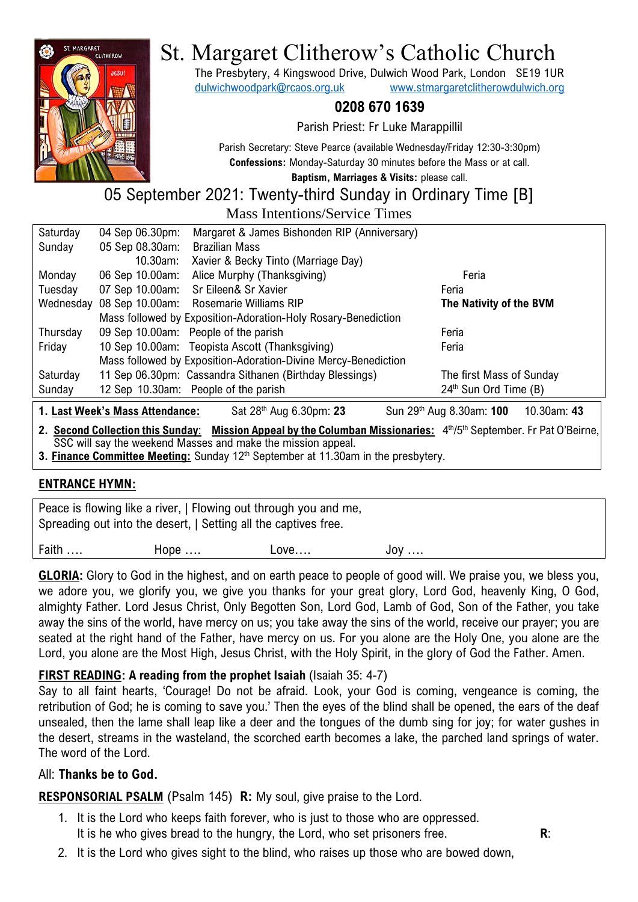# St. Margaret Clitherow's Catholic Church

The Presbytery, 4 Kingswood Drive, Dulwich Wood Park, London SE19 1UR
dulwichwoodpark@rcaos.org.uk www.stmargaretclitherowdulwich.org

**0208 670 1639**

Parish Priest: Fr Luke Marappillil

Parish Secretary: Steve Pearce (available Wednesday/Friday 12:30-3:30pm)
**Confessions:** Monday-Saturday 30 minutes before the Mass or at call.
**Baptism, Marriages & Visits:** please call.

## 05 September 2021: Twenty-third Sunday in Ordinary Time [B]

### Mass Intentions/Service Times

| Day | Date/Time | Intention | Feast |
|---|---|---|---|
| Saturday | 04 Sep 06.30pm: | Margaret & James Bishonden RIP (Anniversary) | |
| Sunday | 05 Sep 08.30am: | Brazilian Mass | |
| | 10.30am: | Xavier & Becky Tinto (Marriage Day) | |
| Monday | 06 Sep 10.00am: | Alice Murphy (Thanksgiving) | Feria |
| Tuesday | 07 Sep 10.00am: | Sr Eileen& Sr Xavier | Feria |
| Wednesday | 08 Sep 10.00am: | Rosemarie Williams RIP | **The Nativity of the BVM** |
| | Mass followed by Exposition-Adoration-Holy Rosary-Benediction | | |
| Thursday | 09 Sep 10.00am: | People of the parish | Feria |
| Friday | 10 Sep 10.00am: | Teopista Ascott (Thanksgiving) | Feria |
| | Mass followed by Exposition-Adoration-Divine Mercy-Benediction | | |
| Saturday | 11 Sep 06.30pm: | Cassandra Sithanen (Birthday Blessings) | The first Mass of Sunday |
| Sunday | 12 Sep 10.30am: | People of the parish | 24th Sun Ord Time (B) |

1. **Last Week's Mass Attendance:** Sat 28th Aug 6.30pm: **23** Sun 29th Aug 8.30am: **100** 10.30am: **43**
2. **Second Collection this Sunday**: **Mission Appeal by the Columban Missionaries:** 4th/5th September. Fr Pat O'Beirne, SSC will say the weekend Masses and make the mission appeal.
3. **Finance Committee Meeting:** Sunday 12th September at 11.30am in the presbytery.

**ENTRANCE HYMN:**

Peace is flowing like a river, | Flowing out through you and me,
Spreading out into the desert, | Setting all the captives free.

Faith …. Hope …. Love…. Joy ….

**GLORIA:** Glory to God in the highest, and on earth peace to people of good will. We praise you, we bless you, we adore you, we glorify you, we give you thanks for your great glory, Lord God, heavenly King, O God, almighty Father. Lord Jesus Christ, Only Begotten Son, Lord God, Lamb of God, Son of the Father, you take away the sins of the world, have mercy on us; you take away the sins of the world, receive our prayer; you are seated at the right hand of the Father, have mercy on us. For you alone are the Holy One, you alone are the Lord, you alone are the Most High, Jesus Christ, with the Holy Spirit, in the glory of God the Father. Amen.

**FIRST READING: A reading from the prophet Isaiah** (Isaiah 35: 4-7)
Say to all faint hearts, 'Courage! Do not be afraid. Look, your God is coming, vengeance is coming, the retribution of God; he is coming to save you.' Then the eyes of the blind shall be opened, the ears of the deaf unsealed, then the lame shall leap like a deer and the tongues of the dumb sing for joy; for water gushes in the desert, streams in the wasteland, the scorched earth becomes a lake, the parched land springs of water. The word of the Lord.

All: **Thanks be to God.**

**RESPONSORIAL PSALM** (Psalm 145) **R:** My soul, give praise to the Lord.

1. It is the Lord who keeps faith forever, who is just to those who are oppressed.
   It is he who gives bread to the hungry, the Lord, who set prisoners free. **R**:
2. It is the Lord who gives sight to the blind, who raises up those who are bowed down,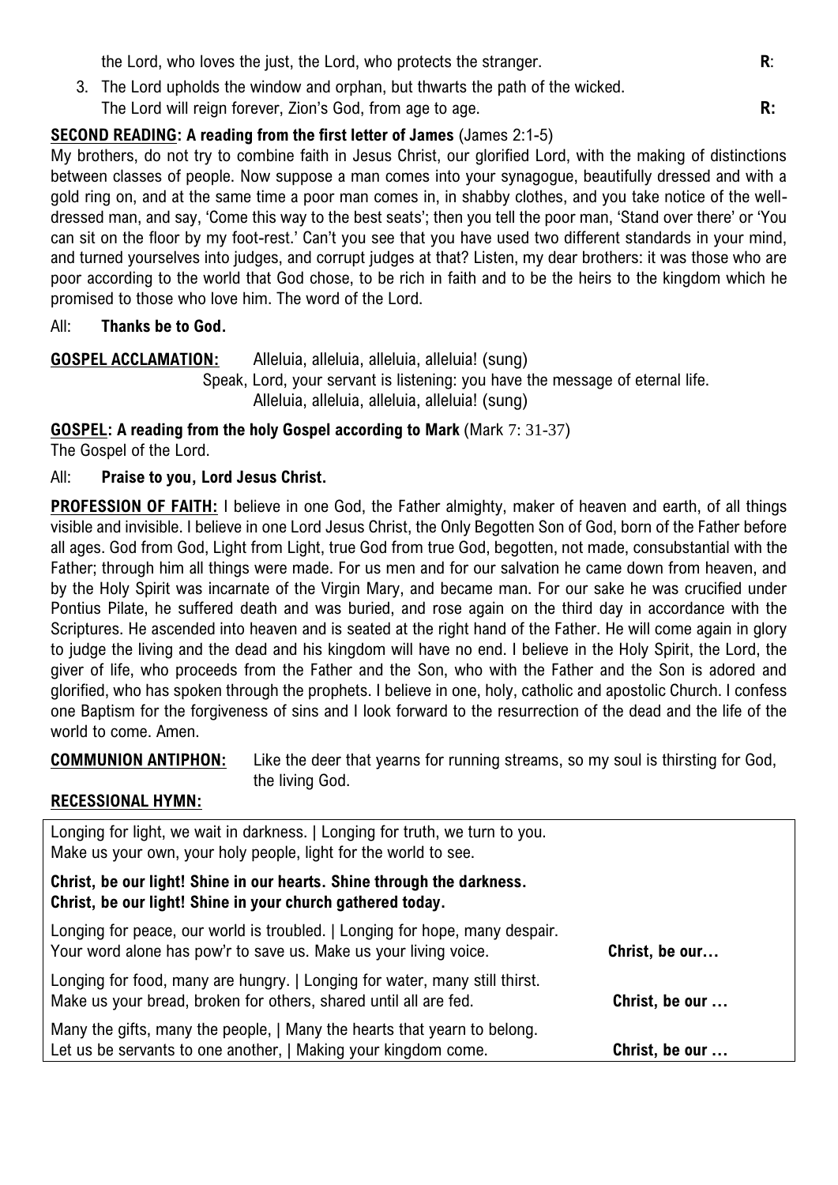the Lord, who loves the just, the Lord, who protects the stranger. **R**:

3. The Lord upholds the window and orphan, but thwarts the path of the wicked.
   The Lord will reign forever, Zion's God, from age to age. **R:**

**SECOND READING: A reading from the first letter of James** (James 2:1-5)

My brothers, do not try to combine faith in Jesus Christ, our glorified Lord, with the making of distinctions between classes of people. Now suppose a man comes into your synagogue, beautifully dressed and with a gold ring on, and at the same time a poor man comes in, in shabby clothes, and you take notice of the well-dressed man, and say, 'Come this way to the best seats'; then you tell the poor man, 'Stand over there' or 'You can sit on the floor by my foot-rest.' Can't you see that you have used two different standards in your mind, and turned yourselves into judges, and corrupt judges at that? Listen, my dear brothers: it was those who are poor according to the world that God chose, to be rich in faith and to be the heirs to the kingdom which he promised to those who love him. The word of the Lord.

All: **Thanks be to God.**

**GOSPEL ACCLAMATION:** Alleluia, alleluia, alleluia, alleluia! (sung)
Speak, Lord, your servant is listening: you have the message of eternal life.
Alleluia, alleluia, alleluia, alleluia! (sung)

**GOSPEL: A reading from the holy Gospel according to Mark** (Mark 7: 31-37)
The Gospel of the Lord.

All: **Praise to you, Lord Jesus Christ.**

**PROFESSION OF FAITH:** I believe in one God, the Father almighty, maker of heaven and earth, of all things visible and invisible. I believe in one Lord Jesus Christ, the Only Begotten Son of God, born of the Father before all ages. God from God, Light from Light, true God from true God, begotten, not made, consubstantial with the Father; through him all things were made. For us men and for our salvation he came down from heaven, and by the Holy Spirit was incarnate of the Virgin Mary, and became man. For our sake he was crucified under Pontius Pilate, he suffered death and was buried, and rose again on the third day in accordance with the Scriptures. He ascended into heaven and is seated at the right hand of the Father. He will come again in glory to judge the living and the dead and his kingdom will have no end. I believe in the Holy Spirit, the Lord, the giver of life, who proceeds from the Father and the Son, who with the Father and the Son is adored and glorified, who has spoken through the prophets. I believe in one, holy, catholic and apostolic Church. I confess one Baptism for the forgiveness of sins and I look forward to the resurrection of the dead and the life of the world to come. Amen.

**COMMUNION ANTIPHON:** Like the deer that yearns for running streams, so my soul is thirsting for God, the living God.

**RECESSIONAL HYMN:**

Longing for light, we wait in darkness. | Longing for truth, we turn to you.
Make us your own, your holy people, light for the world to see.

**Christ, be our light! Shine in our hearts. Shine through the darkness.**
**Christ, be our light! Shine in your church gathered today.**

Longing for peace, our world is troubled. | Longing for hope, many despair.
Your word alone has pow'r to save us. Make us your living voice. **Christ, be our…**

Longing for food, many are hungry. | Longing for water, many still thirst.
Make us your bread, broken for others, shared until all are fed. **Christ, be our …**

Many the gifts, many the people, | Many the hearts that yearn to belong.
Let us be servants to one another, | Making your kingdom come. **Christ, be our …**